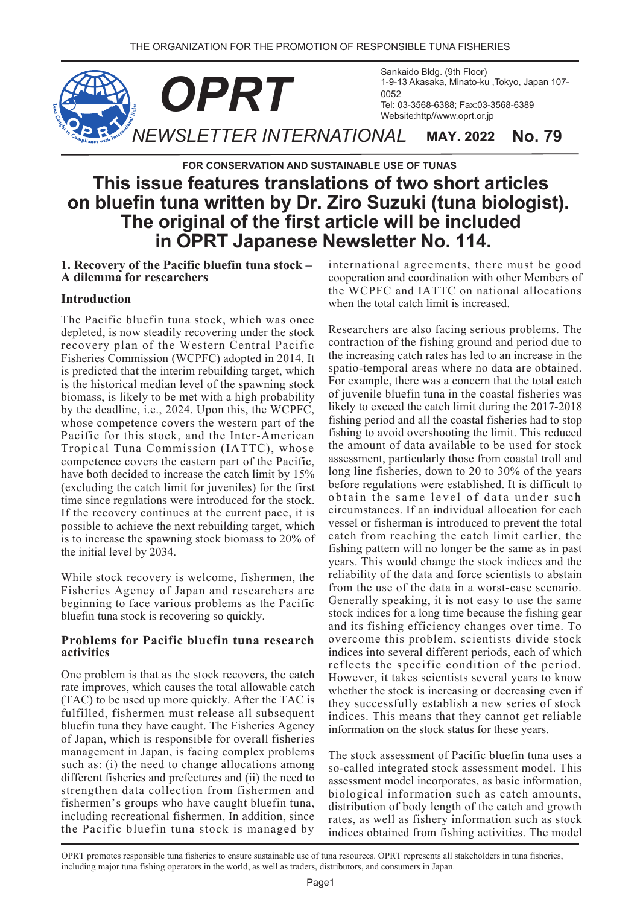THE ORGANIZATION FOR THE PROMOTION OF RESPONSIBLE TUNA FISHERIES

# OPRT

Sankaido Bldg. (9th Floor)
1-9-13 Akasaka, Minato-ku ,Tokyo, Japan 107-0052
Tel: 03-3568-6388; Fax:03-3568-6389
Website:http//www.oprt.or.jp

NEWSLETTER INTERNATIONAL **MAY. 2022** **No. 79**

**FOR CONSERVATION AND SUSTAINABLE USE OF TUNAS**

# This issue features translations of two short articles on bluefin tuna written by Dr. Ziro Suzuki (tuna biologist). The original of the first article will be included in OPRT Japanese Newsletter No. 114.

## 1. Recovery of the Pacific bluefin tuna stock – A dilemma for researchers

### Introduction

The Pacific bluefin tuna stock, which was once depleted, is now steadily recovering under the stock recovery plan of the Western Central Pacific Fisheries Commission (WCPFC) adopted in 2014. It is predicted that the interim rebuilding target, which is the historical median level of the spawning stock biomass, is likely to be met with a high probability by the deadline, i.e., 2024. Upon this, the WCPFC, whose competence covers the western part of the Pacific for this stock, and the Inter-American Tropical Tuna Commission (IATTC), whose competence covers the eastern part of the Pacific, have both decided to increase the catch limit by 15% (excluding the catch limit for juveniles) for the first time since regulations were introduced for the stock. If the recovery continues at the current pace, it is possible to achieve the next rebuilding target, which is to increase the spawning stock biomass to 20% of the initial level by 2034.

While stock recovery is welcome, fishermen, the Fisheries Agency of Japan and researchers are beginning to face various problems as the Pacific bluefin tuna stock is recovering so quickly.

### Problems for Pacific bluefin tuna research activities

One problem is that as the stock recovers, the catch rate improves, which causes the total allowable catch (TAC) to be used up more quickly. After the TAC is fulfilled, fishermen must release all subsequent bluefin tuna they have caught. The Fisheries Agency of Japan, which is responsible for overall fisheries management in Japan, is facing complex problems such as: (i) the need to change allocations among different fisheries and prefectures and (ii) the need to strengthen data collection from fishermen and fishermen's groups who have caught bluefin tuna, including recreational fishermen. In addition, since the Pacific bluefin tuna stock is managed by international agreements, there must be good cooperation and coordination with other Members of the WCPFC and IATTC on national allocations when the total catch limit is increased.

Researchers are also facing serious problems. The contraction of the fishing ground and period due to the increasing catch rates has led to an increase in the spatio-temporal areas where no data are obtained. For example, there was a concern that the total catch of juvenile bluefin tuna in the coastal fisheries was likely to exceed the catch limit during the 2017-2018 fishing period and all the coastal fisheries had to stop fishing to avoid overshooting the limit. This reduced the amount of data available to be used for stock assessment, particularly those from coastal troll and long line fisheries, down to 20 to 30% of the years before regulations were established. It is difficult to obtain the same level of data under such circumstances. If an individual allocation for each vessel or fisherman is introduced to prevent the total catch from reaching the catch limit earlier, the fishing pattern will no longer be the same as in past years. This would change the stock indices and the reliability of the data and force scientists to abstain from the use of the data in a worst-case scenario. Generally speaking, it is not easy to use the same stock indices for a long time because the fishing gear and its fishing efficiency changes over time. To overcome this problem, scientists divide stock indices into several different periods, each of which reflects the specific condition of the period. However, it takes scientists several years to know whether the stock is increasing or decreasing even if they successfully establish a new series of stock indices. This means that they cannot get reliable information on the stock status for these years.

The stock assessment of Pacific bluefin tuna uses a so-called integrated stock assessment model. This assessment model incorporates, as basic information, biological information such as catch amounts, distribution of body length of the catch and growth rates, as well as fishery information such as stock indices obtained from fishing activities. The model

OPRT promotes responsible tuna fisheries to ensure sustainable use of tuna resources. OPRT represents all stakeholders in tuna fisheries, including major tuna fishing operators in the world, as well as traders, distributors, and consumers in Japan.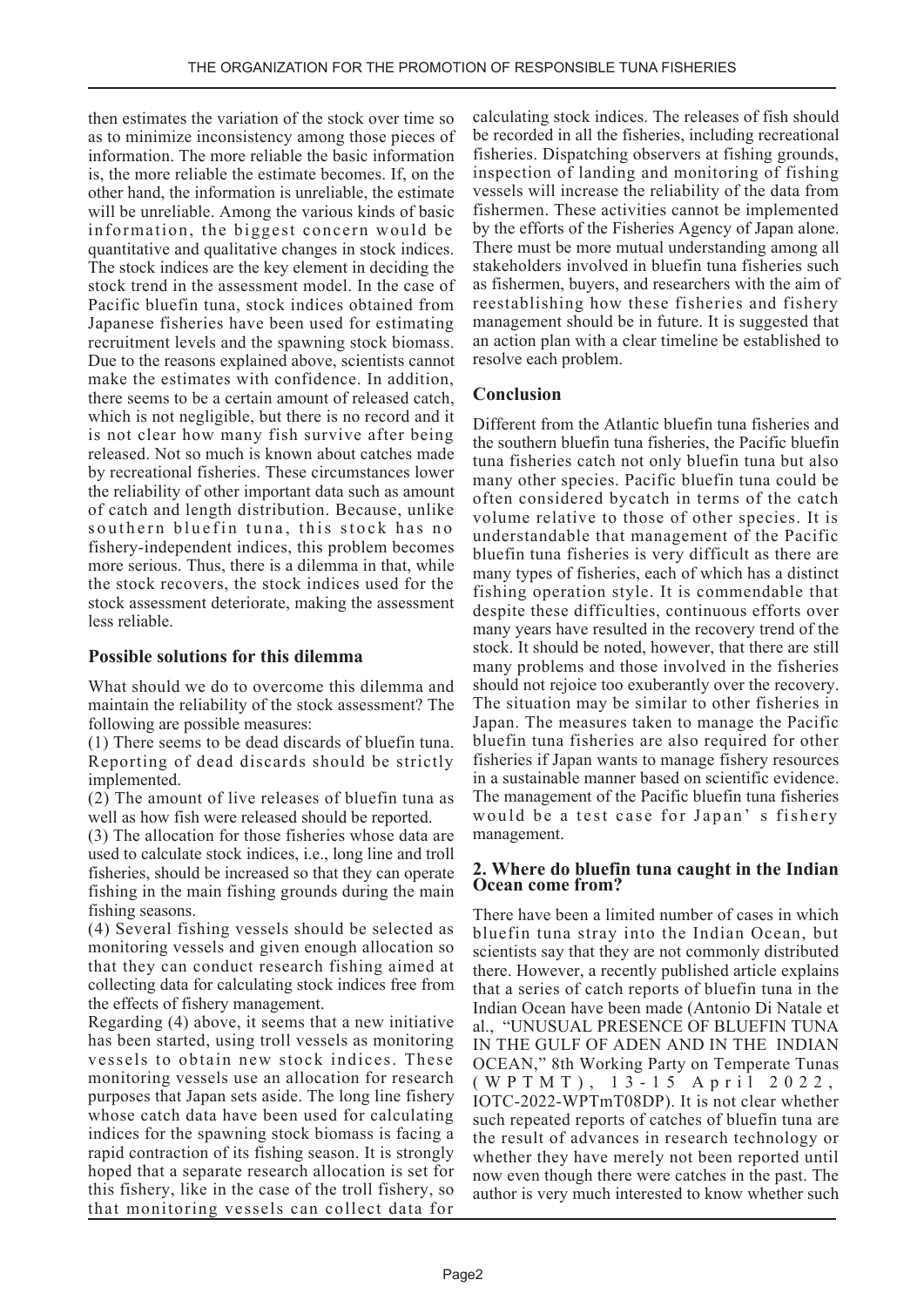then estimates the variation of the stock over time so as to minimize inconsistency among those pieces of information. The more reliable the basic information is, the more reliable the estimate becomes. If, on the other hand, the information is unreliable, the estimate will be unreliable. Among the various kinds of basic information, the biggest concern would be quantitative and qualitative changes in stock indices. The stock indices are the key element in deciding the stock trend in the assessment model. In the case of Pacific bluefin tuna, stock indices obtained from Japanese fisheries have been used for estimating recruitment levels and the spawning stock biomass. Due to the reasons explained above, scientists cannot make the estimates with confidence. In addition, there seems to be a certain amount of released catch, which is not negligible, but there is no record and it is not clear how many fish survive after being released. Not so much is known about catches made by recreational fisheries. These circumstances lower the reliability of other important data such as amount of catch and length distribution. Because, unlike southern bluefin tuna, this stock has no fishery-independent indices, this problem becomes more serious. Thus, there is a dilemma in that, while the stock recovers, the stock indices used for the stock assessment deteriorate, making the assessment less reliable.

### Possible solutions for this dilemma

What should we do to overcome this dilemma and maintain the reliability of the stock assessment? The following are possible measures:

(1) There seems to be dead discards of bluefin tuna. Reporting of dead discards should be strictly implemented.

(2) The amount of live releases of bluefin tuna as well as how fish were released should be reported.

(3) The allocation for those fisheries whose data are used to calculate stock indices, i.e., long line and troll fisheries, should be increased so that they can operate fishing in the main fishing grounds during the main fishing seasons.

(4) Several fishing vessels should be selected as monitoring vessels and given enough allocation so that they can conduct research fishing aimed at collecting data for calculating stock indices free from the effects of fishery management.

Regarding (4) above, it seems that a new initiative has been started, using troll vessels as monitoring vessels to obtain new stock indices. These monitoring vessels use an allocation for research purposes that Japan sets aside. The long line fishery whose catch data have been used for calculating indices for the spawning stock biomass is facing a rapid contraction of its fishing season. It is strongly hoped that a separate research allocation is set for this fishery, like in the case of the troll fishery, so that monitoring vessels can collect data for calculating stock indices. The releases of fish should be recorded in all the fisheries, including recreational fisheries. Dispatching observers at fishing grounds, inspection of landing and monitoring of fishing vessels will increase the reliability of the data from fishermen. These activities cannot be implemented by the efforts of the Fisheries Agency of Japan alone. There must be more mutual understanding among all stakeholders involved in bluefin tuna fisheries such as fishermen, buyers, and researchers with the aim of reestablishing how these fisheries and fishery management should be in future. It is suggested that an action plan with a clear timeline be established to resolve each problem.

### Conclusion

Different from the Atlantic bluefin tuna fisheries and the southern bluefin tuna fisheries, the Pacific bluefin tuna fisheries catch not only bluefin tuna but also many other species. Pacific bluefin tuna could be often considered bycatch in terms of the catch volume relative to those of other species. It is understandable that management of the Pacific bluefin tuna fisheries is very difficult as there are many types of fisheries, each of which has a distinct fishing operation style. It is commendable that despite these difficulties, continuous efforts over many years have resulted in the recovery trend of the stock. It should be noted, however, that there are still many problems and those involved in the fisheries should not rejoice too exuberantly over the recovery. The situation may be similar to other fisheries in Japan. The measures taken to manage the Pacific bluefin tuna fisheries are also required for other fisheries if Japan wants to manage fishery resources in a sustainable manner based on scientific evidence. The management of the Pacific bluefin tuna fisheries would be a test case for Japan's fishery management.

## 2. Where do bluefin tuna caught in the Indian Ocean come from?

There have been a limited number of cases in which bluefin tuna stray into the Indian Ocean, but scientists say that they are not commonly distributed there. However, a recently published article explains that a series of catch reports of bluefin tuna in the Indian Ocean have been made (Antonio Di Natale et al., "UNUSUAL PRESENCE OF BLUEFIN TUNA IN THE GULF OF ADEN AND IN THE INDIAN OCEAN," 8th Working Party on Temperate Tunas (WPTMT), 13-15 April 2022, IOTC-2022-WPTmT08DP). It is not clear whether such repeated reports of catches of bluefin tuna are the result of advances in research technology or whether they have merely not been reported until now even though there were catches in the past. The author is very much interested to know whether such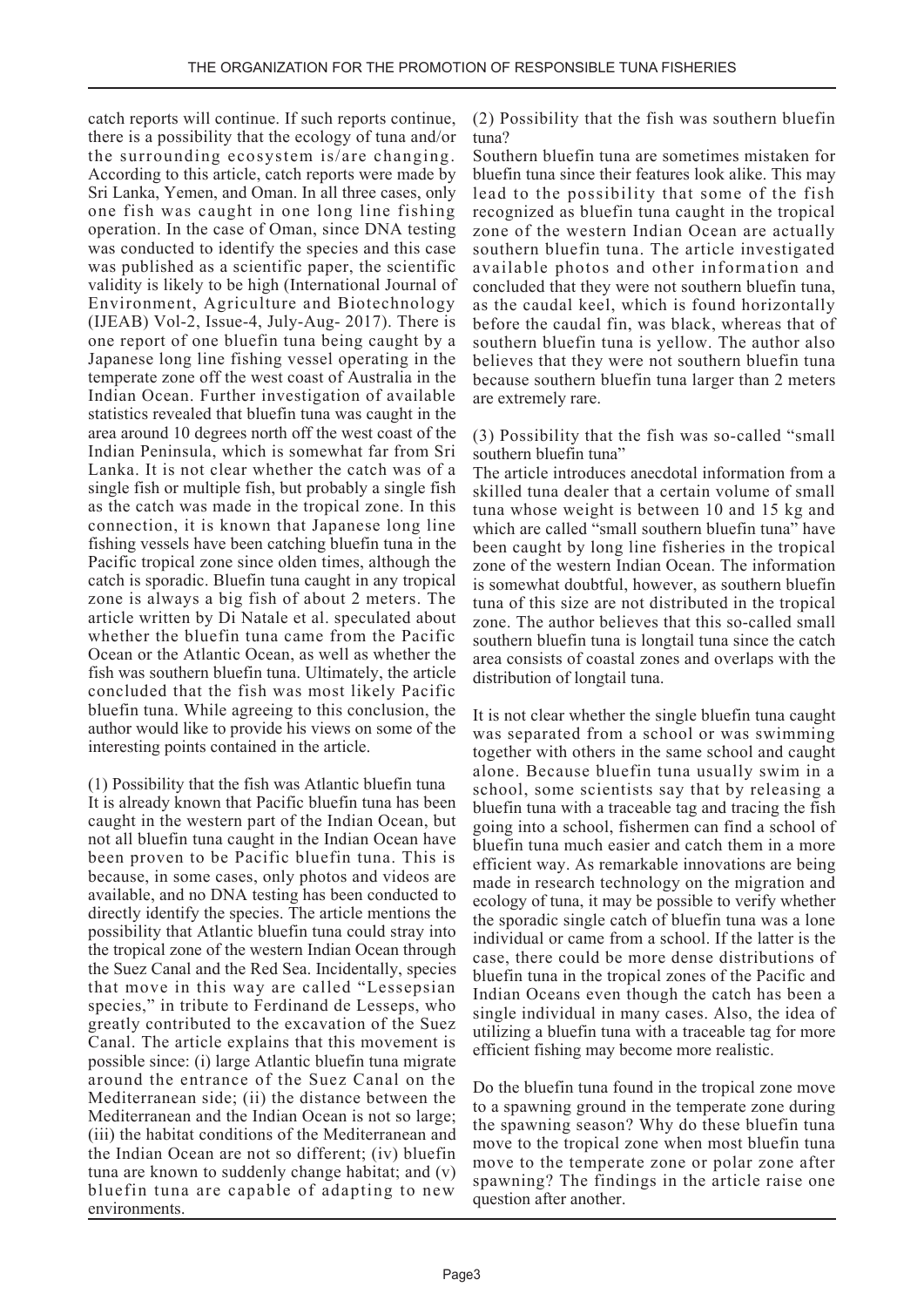catch reports will continue. If such reports continue, there is a possibility that the ecology of tuna and/or the surrounding ecosystem is/are changing. According to this article, catch reports were made by Sri Lanka, Yemen, and Oman. In all three cases, only one fish was caught in one long line fishing operation. In the case of Oman, since DNA testing was conducted to identify the species and this case was published as a scientific paper, the scientific validity is likely to be high (International Journal of Environment, Agriculture and Biotechnology (IJEAB) Vol-2, Issue-4, July-Aug- 2017). There is one report of one bluefin tuna being caught by a Japanese long line fishing vessel operating in the temperate zone off the west coast of Australia in the Indian Ocean. Further investigation of available statistics revealed that bluefin tuna was caught in the area around 10 degrees north off the west coast of the Indian Peninsula, which is somewhat far from Sri Lanka. It is not clear whether the catch was of a single fish or multiple fish, but probably a single fish as the catch was made in the tropical zone. In this connection, it is known that Japanese long line fishing vessels have been catching bluefin tuna in the Pacific tropical zone since olden times, although the catch is sporadic. Bluefin tuna caught in any tropical zone is always a big fish of about 2 meters. The article written by Di Natale et al. speculated about whether the bluefin tuna came from the Pacific Ocean or the Atlantic Ocean, as well as whether the fish was southern bluefin tuna. Ultimately, the article concluded that the fish was most likely Pacific bluefin tuna. While agreeing to this conclusion, the author would like to provide his views on some of the interesting points contained in the article.

(1) Possibility that the fish was Atlantic bluefin tuna

It is already known that Pacific bluefin tuna has been caught in the western part of the Indian Ocean, but not all bluefin tuna caught in the Indian Ocean have been proven to be Pacific bluefin tuna. This is because, in some cases, only photos and videos are available, and no DNA testing has been conducted to directly identify the species. The article mentions the possibility that Atlantic bluefin tuna could stray into the tropical zone of the western Indian Ocean through the Suez Canal and the Red Sea. Incidentally, species that move in this way are called "Lessepsian species," in tribute to Ferdinand de Lesseps, who greatly contributed to the excavation of the Suez Canal. The article explains that this movement is possible since: (i) large Atlantic bluefin tuna migrate around the entrance of the Suez Canal on the Mediterranean side; (ii) the distance between the Mediterranean and the Indian Ocean is not so large; (iii) the habitat conditions of the Mediterranean and the Indian Ocean are not so different; (iv) bluefin tuna are known to suddenly change habitat; and (v) bluefin tuna are capable of adapting to new environments.

(2) Possibility that the fish was southern bluefin tuna?

Southern bluefin tuna are sometimes mistaken for bluefin tuna since their features look alike. This may lead to the possibility that some of the fish recognized as bluefin tuna caught in the tropical zone of the western Indian Ocean are actually southern bluefin tuna. The article investigated available photos and other information and concluded that they were not southern bluefin tuna, as the caudal keel, which is found horizontally before the caudal fin, was black, whereas that of southern bluefin tuna is yellow. The author also believes that they were not southern bluefin tuna because southern bluefin tuna larger than 2 meters are extremely rare.

(3) Possibility that the fish was so-called "small southern bluefin tuna"

The article introduces anecdotal information from a skilled tuna dealer that a certain volume of small tuna whose weight is between 10 and 15 kg and which are called "small southern bluefin tuna" have been caught by long line fisheries in the tropical zone of the western Indian Ocean. The information is somewhat doubtful, however, as southern bluefin tuna of this size are not distributed in the tropical zone. The author believes that this so-called small southern bluefin tuna is longtail tuna since the catch area consists of coastal zones and overlaps with the distribution of longtail tuna.

It is not clear whether the single bluefin tuna caught was separated from a school or was swimming together with others in the same school and caught alone. Because bluefin tuna usually swim in a school, some scientists say that by releasing a bluefin tuna with a traceable tag and tracing the fish going into a school, fishermen can find a school of bluefin tuna much easier and catch them in a more efficient way. As remarkable innovations are being made in research technology on the migration and ecology of tuna, it may be possible to verify whether the sporadic single catch of bluefin tuna was a lone individual or came from a school. If the latter is the case, there could be more dense distributions of bluefin tuna in the tropical zones of the Pacific and Indian Oceans even though the catch has been a single individual in many cases. Also, the idea of utilizing a bluefin tuna with a traceable tag for more efficient fishing may become more realistic.

Do the bluefin tuna found in the tropical zone move to a spawning ground in the temperate zone during the spawning season? Why do these bluefin tuna move to the tropical zone when most bluefin tuna move to the temperate zone or polar zone after spawning? The findings in the article raise one question after another.